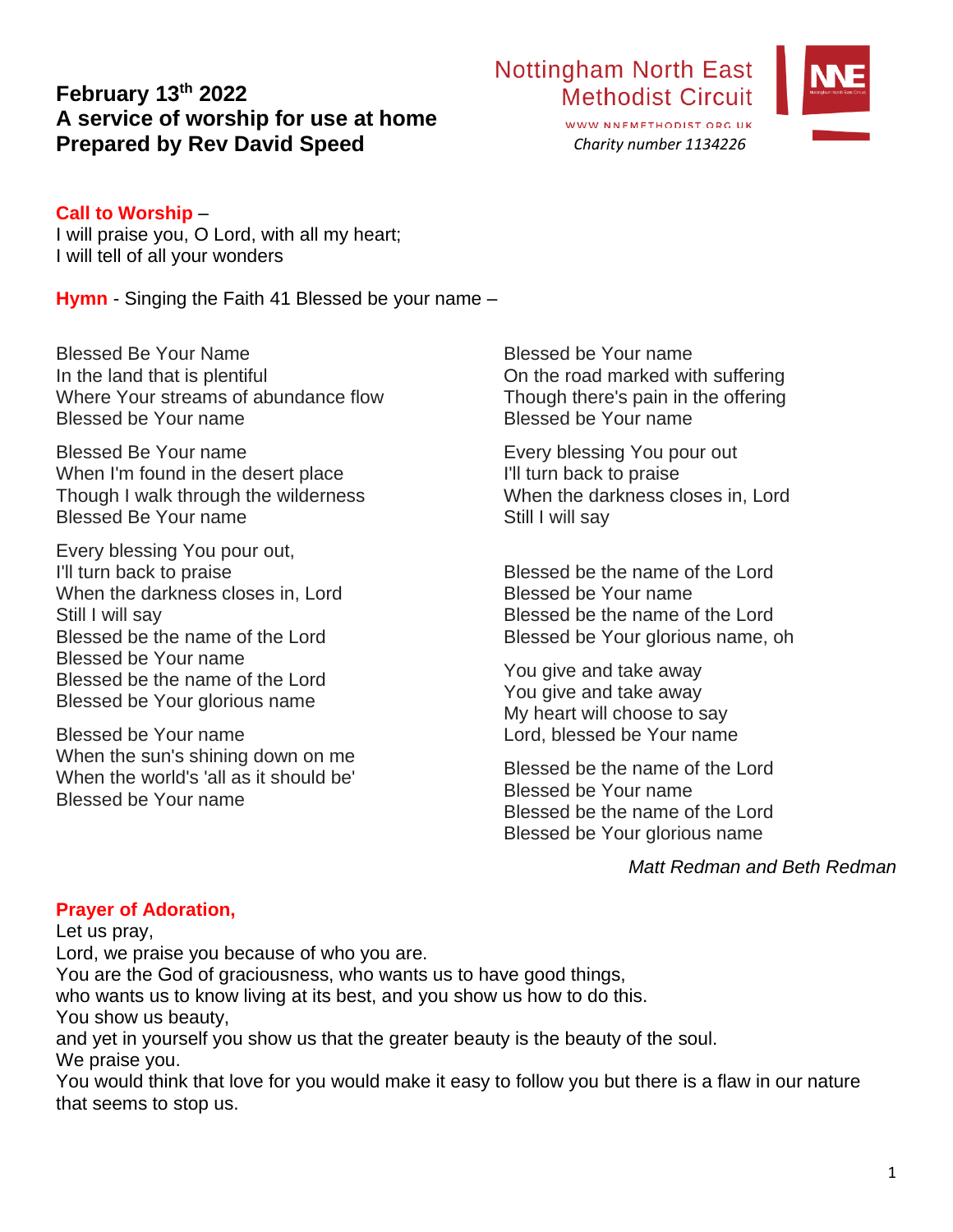**February 13th 2022**
**A service of worship for use at home**
**Prepared by Rev David Speed**

Nottingham North East Methodist Circuit
WWW.NNEMETHODIST.ORG.UK
*Charity number 1134226*

**Call to Worship** –
I will praise you, O Lord, with all my heart;
I will tell of all your wonders

**Hymn** - Singing the Faith 41 Blessed be your name –

Blessed Be Your Name
In the land that is plentiful
Where Your streams of abundance flow
Blessed be Your name

Blessed Be Your name
When I'm found in the desert place
Though I walk through the wilderness
Blessed Be Your name

Every blessing You pour out,
I'll turn back to praise
When the darkness closes in, Lord
Still I will say
Blessed be the name of the Lord
Blessed be Your name
Blessed be the name of the Lord
Blessed be Your glorious name

Blessed be Your name
When the sun's shining down on me
When the world's 'all as it should be'
Blessed be Your name

Blessed be Your name
On the road marked with suffering
Though there's pain in the offering
Blessed be Your name

Every blessing You pour out
I'll turn back to praise
When the darkness closes in, Lord
Still I will say

Blessed be the name of the Lord
Blessed be Your name
Blessed be the name of the Lord
Blessed be Your glorious name, oh

You give and take away
You give and take away
My heart will choose to say
Lord, blessed be Your name

Blessed be the name of the Lord
Blessed be Your name
Blessed be the name of the Lord
Blessed be Your glorious name

*Matt Redman and Beth Redman*

**Prayer of Adoration,**
Let us pray,
Lord, we praise you because of who you are.
You are the God of graciousness, who wants us to have good things,
who wants us to know living at its best, and you show us how to do this.
You show us beauty,
and yet in yourself you show us that the greater beauty is the beauty of the soul.
We praise you.
You would think that love for you would make it easy to follow you but there is a flaw in our nature that seems to stop us.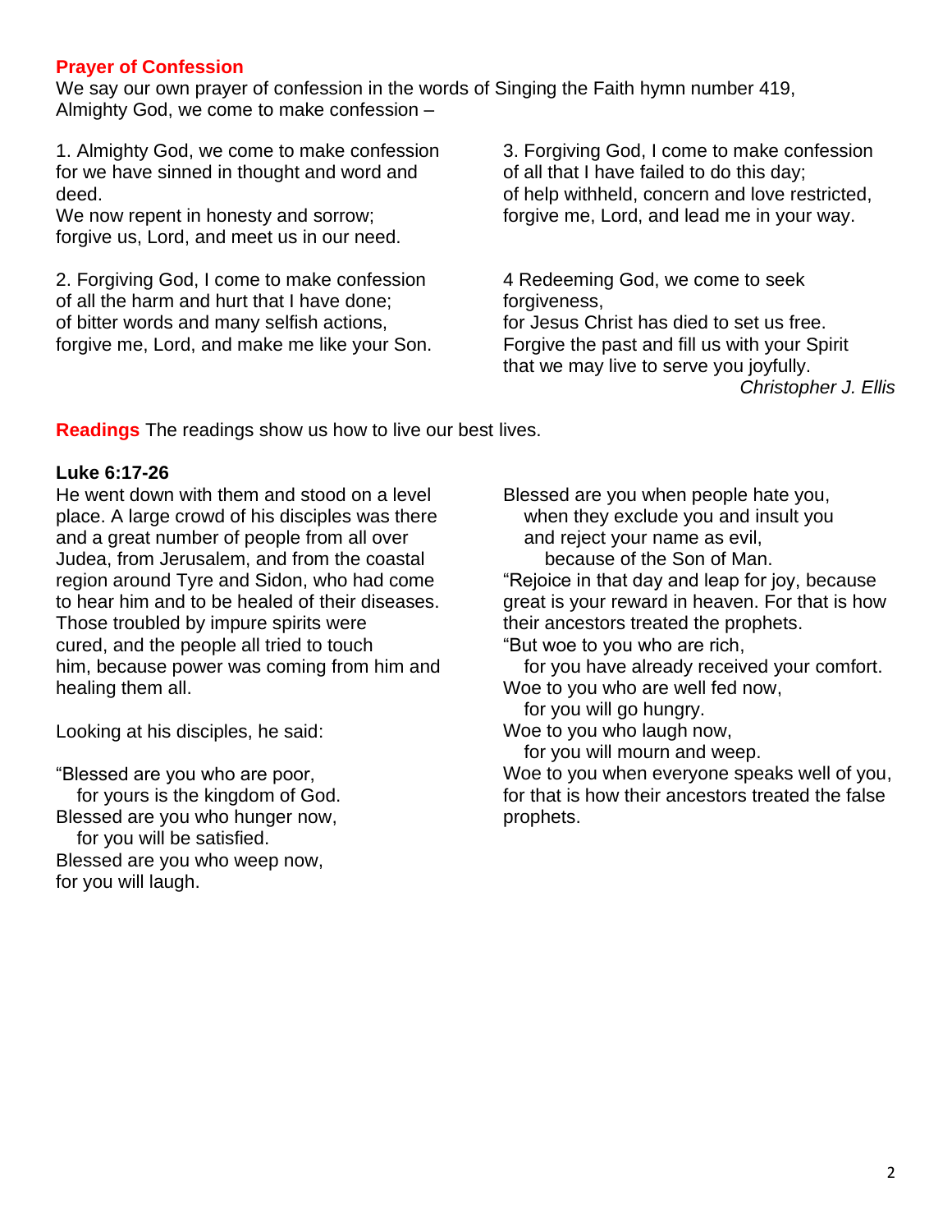## Prayer of Confession

We say our own prayer of confession in the words of Singing the Faith hymn number 419,
Almighty God, we come to make confession –

1. Almighty God, we come to make confession
for we have sinned in thought and word and deed.
We now repent in honesty and sorrow;
forgive us, Lord, and meet us in our need.

2. Forgiving God, I come to make confession
of all the harm and hurt that I have done;
of bitter words and many selfish actions,
forgive me, Lord, and make me like your Son.

3. Forgiving God, I come to make confession
of all that I have failed to do this day;
of help withheld, concern and love restricted,
forgive me, Lord, and lead me in your way.

4 Redeeming God, we come to seek forgiveness,
for Jesus Christ has died to set us free.
Forgive the past and fill us with your Spirit
that we may live to serve you joyfully.

*Christopher J. Ellis*

**Readings** The readings show us how to live our best lives.

**Luke 6:17-26**

He went down with them and stood on a level place. A large crowd of his disciples was there and a great number of people from all over Judea, from Jerusalem, and from the coastal region around Tyre and Sidon, who had come to hear him and to be healed of their diseases. Those troubled by impure spirits were cured, and the people all tried to touch him, because power was coming from him and healing them all.

Looking at his disciples, he said:

"Blessed are you who are poor,
for yours is the kingdom of God.
Blessed are you who hunger now,
for you will be satisfied.
Blessed are you who weep now,
for you will laugh.
Blessed are you when people hate you,
when they exclude you and insult you
and reject your name as evil,
because of the Son of Man.
"Rejoice in that day and leap for joy, because great is your reward in heaven. For that is how their ancestors treated the prophets.
"But woe to you who are rich,
for you have already received your comfort.
Woe to you who are well fed now,
for you will go hungry.
Woe to you who laugh now,
for you will mourn and weep.
Woe to you when everyone speaks well of you, for that is how their ancestors treated the false prophets.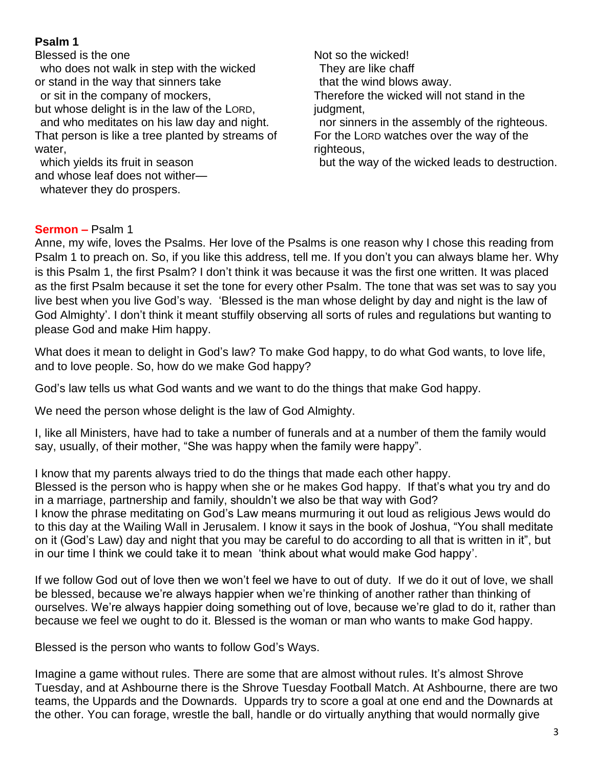**Psalm 1**

Blessed is the one
  who does not walk in step with the wicked
or stand in the way that sinners take
  or sit in the company of mockers,
but whose delight is in the law of the LORD,
  and who meditates on his law day and night.
That person is like a tree planted by streams of water,
  which yields its fruit in season
and whose leaf does not wither—
  whatever they do prospers.

Not so the wicked!
  They are like chaff
  that the wind blows away.
Therefore the wicked will not stand in the judgment,
  nor sinners in the assembly of the righteous.
For the LORD watches over the way of the righteous,
  but the way of the wicked leads to destruction.

**Sermon –** Psalm 1

Anne, my wife, loves the Psalms. Her love of the Psalms is one reason why I chose this reading from Psalm 1 to preach on. So, if you like this address, tell me. If you don't you can always blame her. Why is this Psalm 1, the first Psalm? I don't think it was because it was the first one written. It was placed as the first Psalm because it set the tone for every other Psalm. The tone that was set was to say you live best when you live God's way. 'Blessed is the man whose delight by day and night is the law of God Almighty'. I don't think it meant stuffily observing all sorts of rules and regulations but wanting to please God and make Him happy.

What does it mean to delight in God's law? To make God happy, to do what God wants, to love life, and to love people. So, how do we make God happy?

God's law tells us what God wants and we want to do the things that make God happy.

We need the person whose delight is the law of God Almighty.

I, like all Ministers, have had to take a number of funerals and at a number of them the family would say, usually, of their mother, "She was happy when the family were happy".

I know that my parents always tried to do the things that made each other happy.
Blessed is the person who is happy when she or he makes God happy. If that's what you try and do in a marriage, partnership and family, shouldn't we also be that way with God?
I know the phrase meditating on God's Law means murmuring it out loud as religious Jews would do to this day at the Wailing Wall in Jerusalem. I know it says in the book of Joshua, "You shall meditate on it (God's Law) day and night that you may be careful to do according to all that is written in it", but in our time I think we could take it to mean 'think about what would make God happy'.

If we follow God out of love then we won't feel we have to out of duty. If we do it out of love, we shall be blessed, because we're always happier when we're thinking of another rather than thinking of ourselves. We're always happier doing something out of love, because we're glad to do it, rather than because we feel we ought to do it. Blessed is the woman or man who wants to make God happy.

Blessed is the person who wants to follow God's Ways.

Imagine a game without rules. There are some that are almost without rules. It's almost Shrove Tuesday, and at Ashbourne there is the Shrove Tuesday Football Match. At Ashbourne, there are two teams, the Uppards and the Downards. Uppards try to score a goal at one end and the Downards at the other. You can forage, wrestle the ball, handle or do virtually anything that would normally give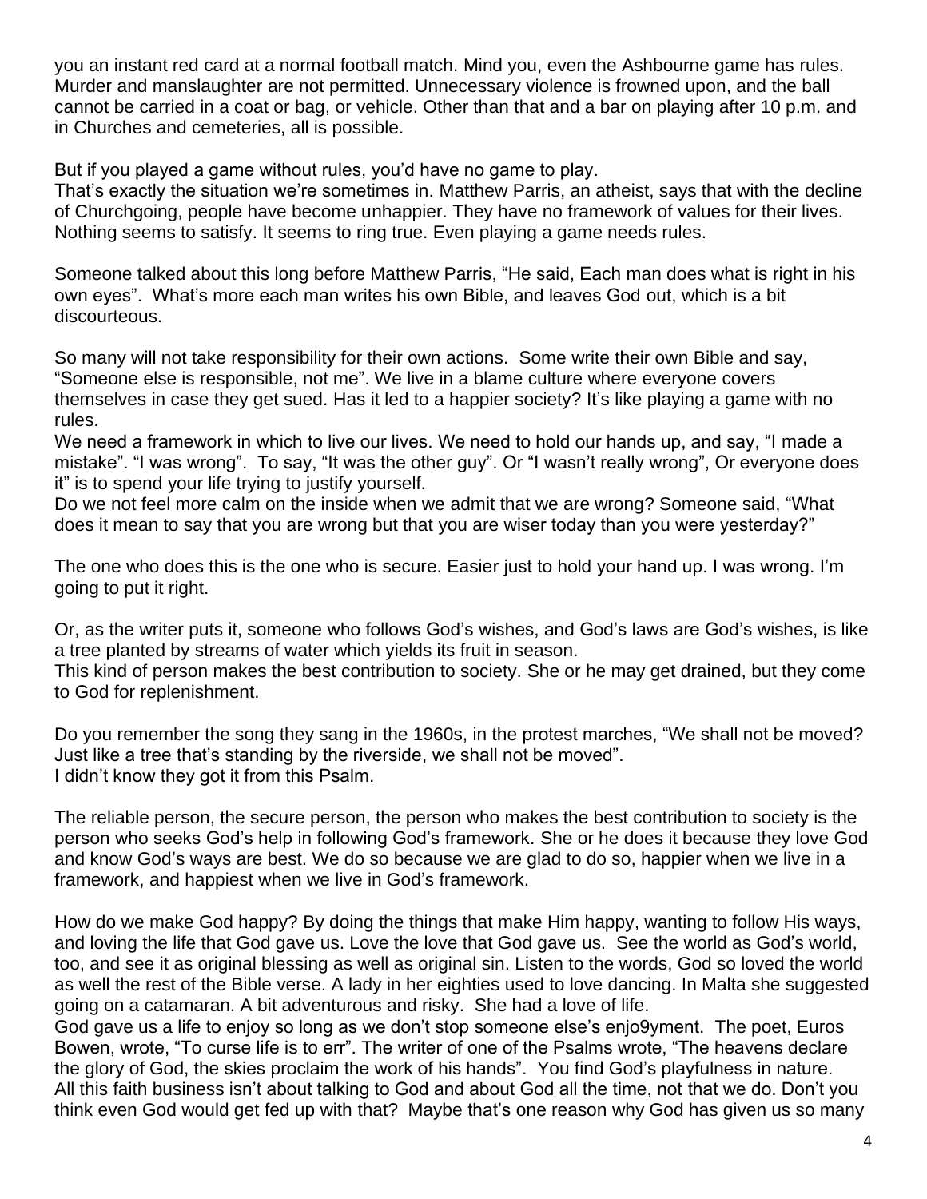you an instant red card at a normal football match. Mind you, even the Ashbourne game has rules. Murder and manslaughter are not permitted. Unnecessary violence is frowned upon, and the ball cannot be carried in a coat or bag, or vehicle. Other than that and a bar on playing after 10 p.m. and in Churches and cemeteries, all is possible.

But if you played a game without rules, you'd have no game to play.
That's exactly the situation we're sometimes in. Matthew Parris, an atheist, says that with the decline of Churchgoing, people have become unhappier. They have no framework of values for their lives. Nothing seems to satisfy. It seems to ring true. Even playing a game needs rules.

Someone talked about this long before Matthew Parris, "He said, Each man does what is right in his own eyes". What's more each man writes his own Bible, and leaves God out, which is a bit discourteous.

So many will not take responsibility for their own actions. Some write their own Bible and say, "Someone else is responsible, not me". We live in a blame culture where everyone covers themselves in case they get sued. Has it led to a happier society? It's like playing a game with no rules.
We need a framework in which to live our lives. We need to hold our hands up, and say, "I made a mistake". "I was wrong". To say, "It was the other guy". Or "I wasn't really wrong", Or everyone does it" is to spend your life trying to justify yourself.
Do we not feel more calm on the inside when we admit that we are wrong? Someone said, "What does it mean to say that you are wrong but that you are wiser today than you were yesterday?"

The one who does this is the one who is secure. Easier just to hold your hand up. I was wrong. I'm going to put it right.

Or, as the writer puts it, someone who follows God's wishes, and God's laws are God's wishes, is like a tree planted by streams of water which yields its fruit in season.
This kind of person makes the best contribution to society. She or he may get drained, but they come to God for replenishment.

Do you remember the song they sang in the 1960s, in the protest marches, "We shall not be moved? Just like a tree that's standing by the riverside, we shall not be moved".
I didn't know they got it from this Psalm.

The reliable person, the secure person, the person who makes the best contribution to society is the person who seeks God's help in following God's framework. She or he does it because they love God and know God's ways are best. We do so because we are glad to do so, happier when we live in a framework, and happiest when we live in God's framework.

How do we make God happy? By doing the things that make Him happy, wanting to follow His ways, and loving the life that God gave us. Love the love that God gave us. See the world as God's world, too, and see it as original blessing as well as original sin. Listen to the words, God so loved the world as well the rest of the Bible verse. A lady in her eighties used to love dancing. In Malta she suggested going on a catamaran. A bit adventurous and risky. She had a love of life.
God gave us a life to enjoy so long as we don't stop someone else's enjo9yment. The poet, Euros Bowen, wrote, "To curse life is to err". The writer of one of the Psalms wrote, "The heavens declare the glory of God, the skies proclaim the work of his hands". You find God's playfulness in nature.
All this faith business isn't about talking to God and about God all the time, not that we do. Don't you think even God would get fed up with that? Maybe that's one reason why God has given us so many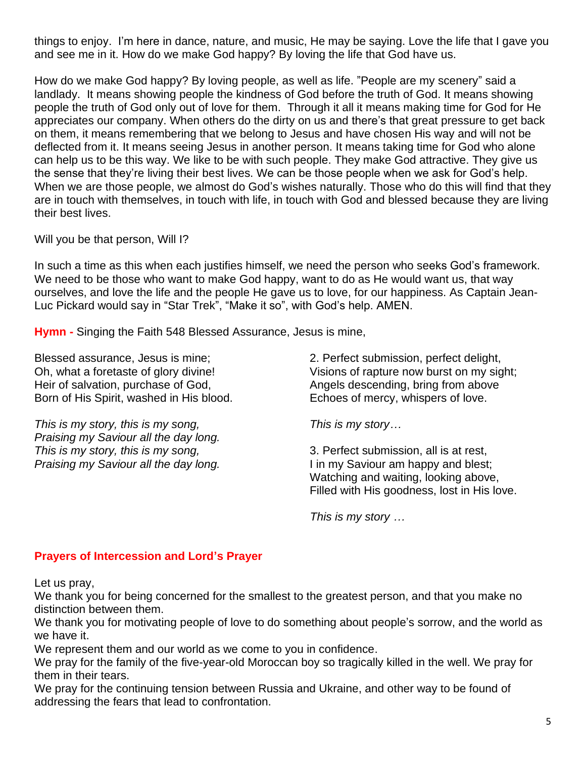things to enjoy. I'm here in dance, nature, and music, He may be saying. Love the life that I gave you and see me in it. How do we make God happy? By loving the life that God have us.

How do we make God happy? By loving people, as well as life. "People are my scenery" said a landlady. It means showing people the kindness of God before the truth of God. It means showing people the truth of God only out of love for them. Through it all it means making time for God for He appreciates our company. When others do the dirty on us and there's that great pressure to get back on them, it means remembering that we belong to Jesus and have chosen His way and will not be deflected from it. It means seeing Jesus in another person. It means taking time for God who alone can help us to be this way. We like to be with such people. They make God attractive. They give us the sense that they're living their best lives. We can be those people when we ask for God's help. When we are those people, we almost do God's wishes naturally. Those who do this will find that they are in touch with themselves, in touch with life, in touch with God and blessed because they are living their best lives.

Will you be that person, Will I?

In such a time as this when each justifies himself, we need the person who seeks God's framework. We need to be those who want to make God happy, want to do as He would want us, that way ourselves, and love the life and the people He gave us to love, for our happiness. As Captain Jean-Luc Pickard would say in "Star Trek", "Make it so", with God's help. AMEN.

**Hymn -** Singing the Faith 548 Blessed Assurance, Jesus is mine,

Blessed assurance, Jesus is mine;
Oh, what a foretaste of glory divine!
Heir of salvation, purchase of God,
Born of His Spirit, washed in His blood.

*This is my story, this is my song,*
*Praising my Saviour all the day long.*
*This is my story, this is my song,*
*Praising my Saviour all the day long.*

2. Perfect submission, perfect delight,
Visions of rapture now burst on my sight;
Angels descending, bring from above
Echoes of mercy, whispers of love.

*This is my story…*

3. Perfect submission, all is at rest,
I in my Saviour am happy and blest;
Watching and waiting, looking above,
Filled with His goodness, lost in His love.

*This is my story …*

**Prayers of Intercession and Lord's Prayer**

Let us pray,
We thank you for being concerned for the smallest to the greatest person, and that you make no distinction between them.
We thank you for motivating people of love to do something about people's sorrow, and the world as we have it.
We represent them and our world as we come to you in confidence.
We pray for the family of the five-year-old Moroccan boy so tragically killed in the well. We pray for them in their tears.
We pray for the continuing tension between Russia and Ukraine, and other way to be found of addressing the fears that lead to confrontation.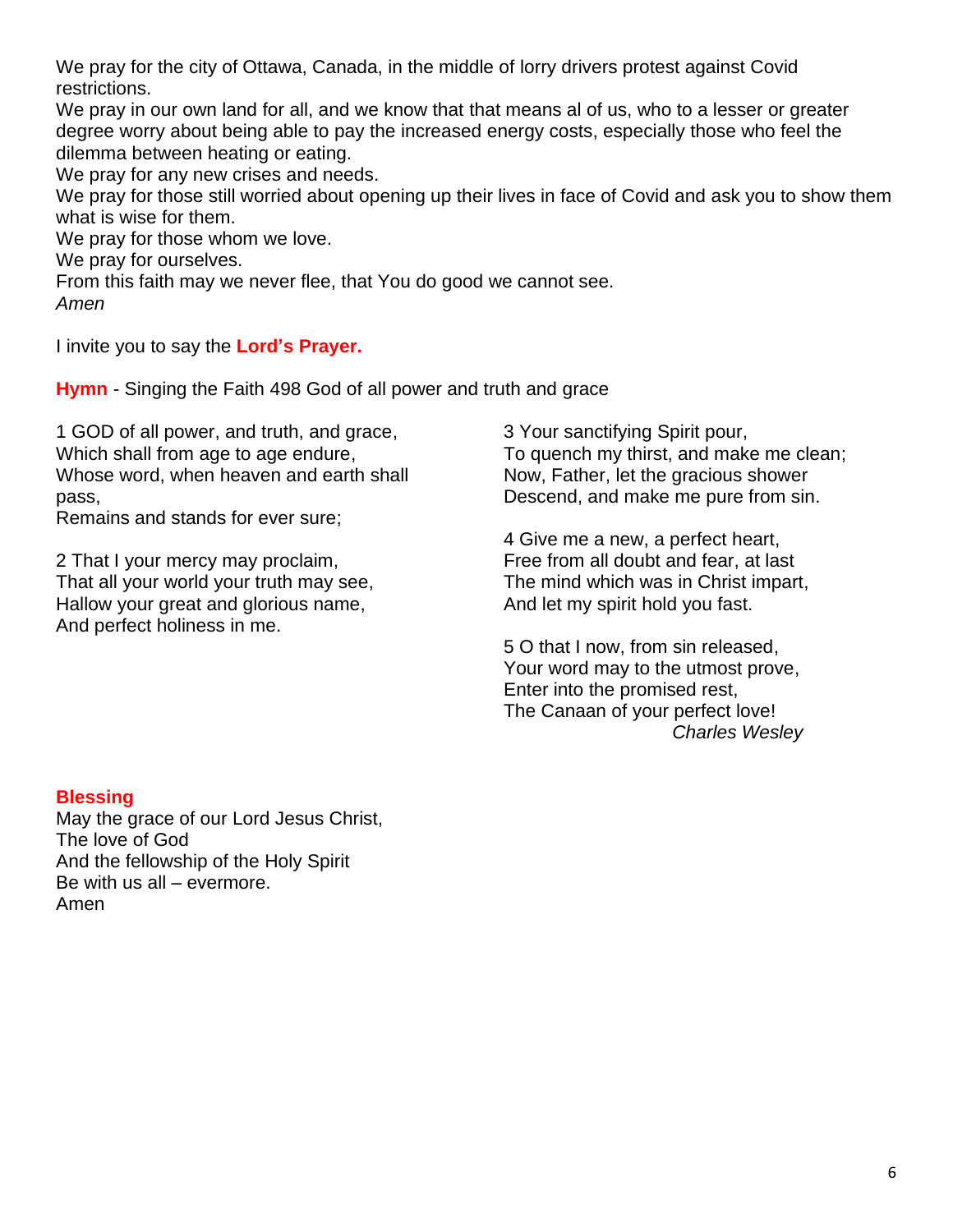We pray for the city of Ottawa, Canada, in the middle of lorry drivers protest against Covid restrictions.

We pray in our own land for all, and we know that that means al of us, who to a lesser or greater degree worry about being able to pay the increased energy costs, especially those who feel the dilemma between heating or eating.

We pray for any new crises and needs.

We pray for those still worried about opening up their lives in face of Covid and ask you to show them what is wise for them.

We pray for those whom we love.

We pray for ourselves.

From this faith may we never flee, that You do good we cannot see.

*Amen*

I invite you to say the **Lord's Prayer.**

**Hymn** - Singing the Faith 498 God of all power and truth and grace

1 GOD of all power, and truth, and grace,
Which shall from age to age endure,
Whose word, when heaven and earth shall pass,
Remains and stands for ever sure;

2 That I your mercy may proclaim,
That all your world your truth may see,
Hallow your great and glorious name,
And perfect holiness in me.

3 Your sanctifying Spirit pour,
To quench my thirst, and make me clean;
Now, Father, let the gracious shower
Descend, and make me pure from sin.

4 Give me a new, a perfect heart,
Free from all doubt and fear, at last
The mind which was in Christ impart,
And let my spirit hold you fast.

5 O that I now, from sin released,
Your word may to the utmost prove,
Enter into the promised rest,
The Canaan of your perfect love!

*Charles Wesley*

**Blessing**

May the grace of our Lord Jesus Christ,
The love of God
And the fellowship of the Holy Spirit
Be with us all – evermore.
Amen